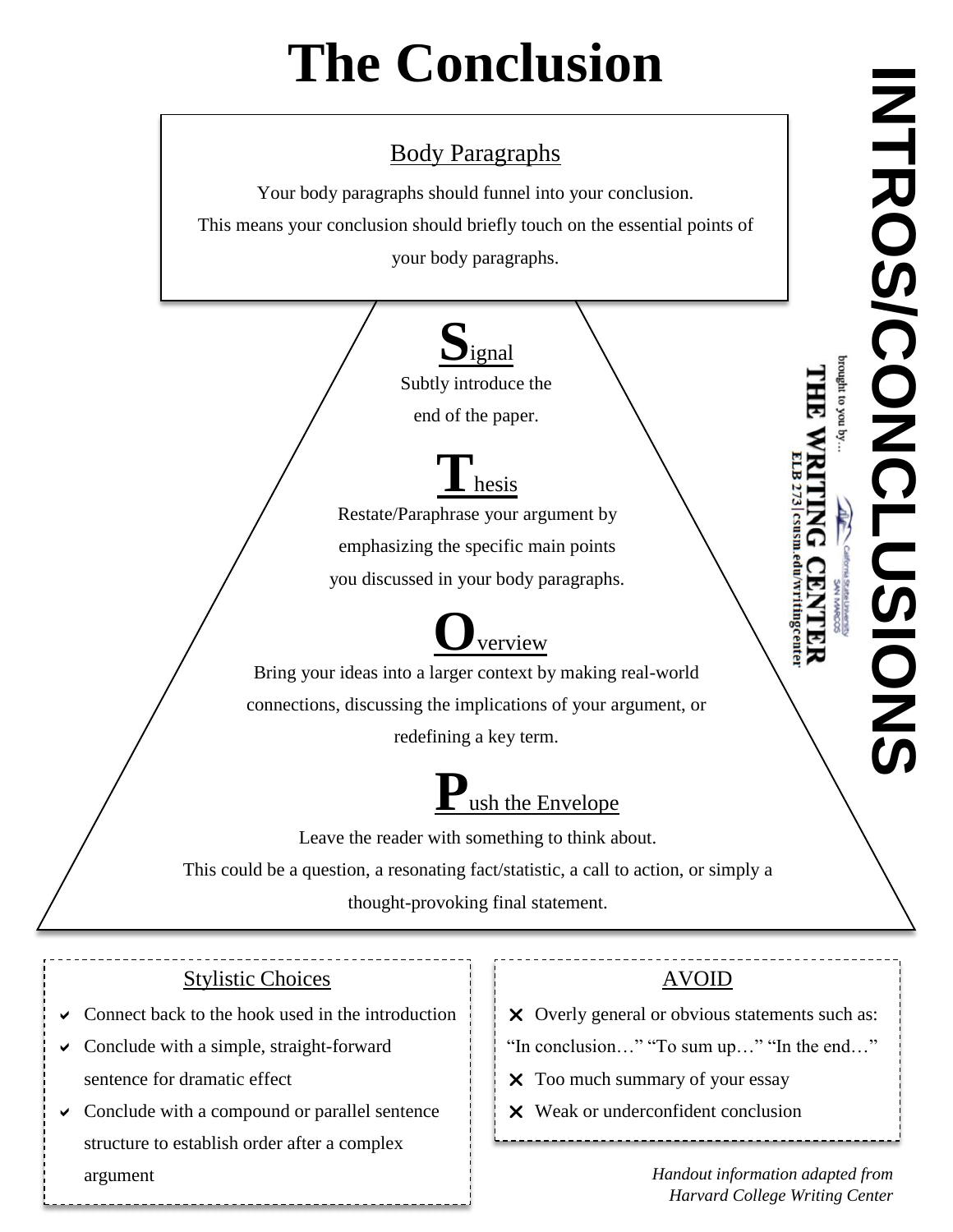# The Conclusion

INTROS/CONCLUSIONS

brought to you by...
THE WRITING CENTER
California State University San Marcos
ELB 273 | csusm.edu/writingcenter

## Body Paragraphs

Your body paragraphs should funnel into your conclusion.
This means your conclusion should briefly touch on the essential points of your body paragraphs.

## Signal

Subtly introduce the end of the paper.

## Thesis

Restate/Paraphrase your argument by emphasizing the specific main points you discussed in your body paragraphs.

## Overview

Bring your ideas into a larger context by making real-world connections, discussing the implications of your argument, or redefining a key term.

## Push the Envelope

Leave the reader with something to think about.
This could be a question, a resonating fact/statistic, a call to action, or simply a thought-provoking final statement.

### Stylistic Choices

- ✔ Connect back to the hook used in the introduction
- ✔ Conclude with a simple, straight-forward sentence for dramatic effect
- ✔ Conclude with a compound or parallel sentence structure to establish order after a complex argument

### AVOID

- ✕ Overly general or obvious statements such as: "In conclusion…" "To sum up…" "In the end…"
- ✕ Too much summary of your essay
- ✕ Weak or underconfident conclusion

*Handout information adapted from Harvard College Writing Center*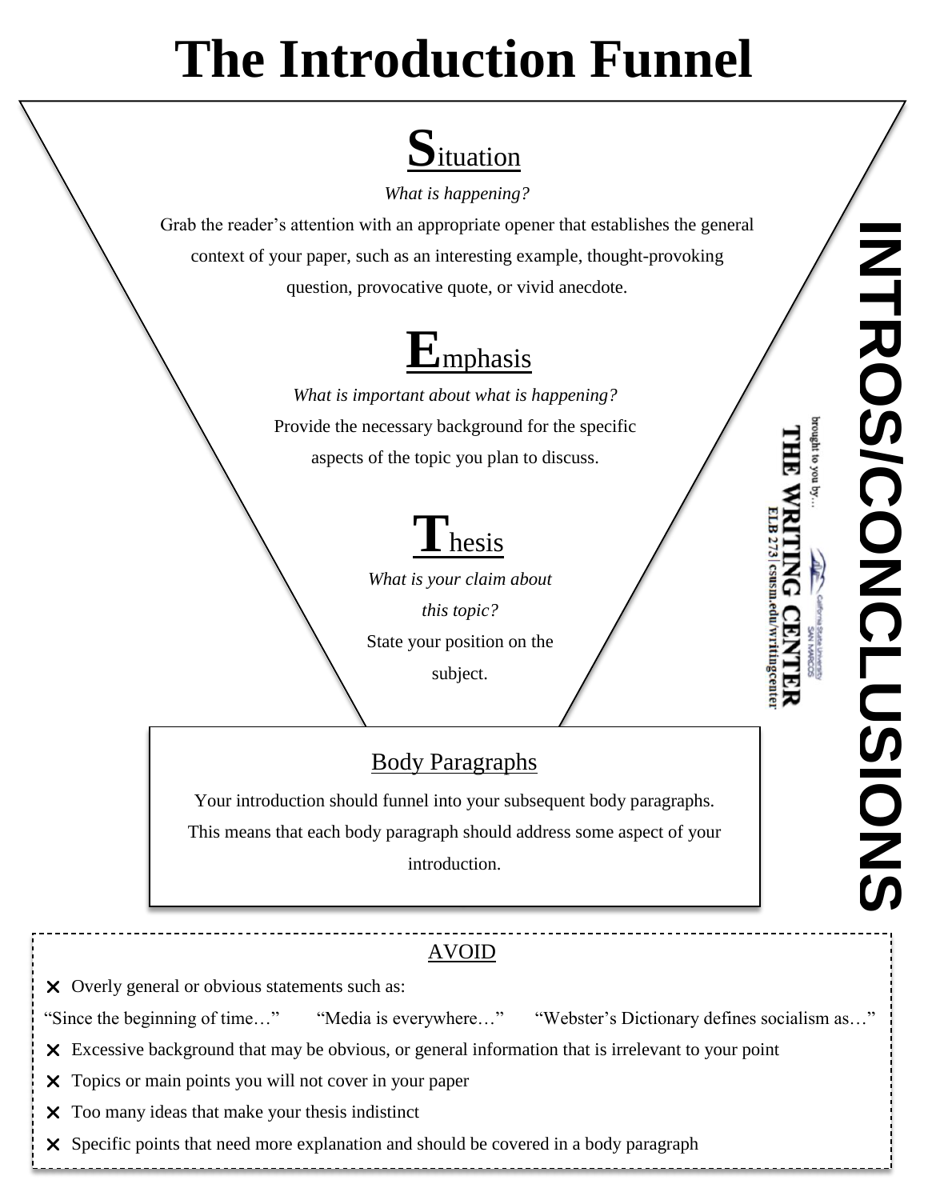# The Introduction Funnel

## Situation

*What is happening?*

Grab the reader's attention with an appropriate opener that establishes the general context of your paper, such as an interesting example, thought-provoking question, provocative quote, or vivid anecdote.

## Emphasis

*What is important about what is happening?*

Provide the necessary background for the specific aspects of the topic you plan to discuss.

## Thesis

*What is your claim about this topic?*

State your position on the subject.

## Body Paragraphs

Your introduction should funnel into your subsequent body paragraphs. This means that each body paragraph should address some aspect of your introduction.

INTROS/CONCLUSIONS

brought to you by…
THE WRITING CENTER
California State University SAN MARCOS
ELB 273 | csusm.edu/writingcenter

## AVOID

- ✕ Overly general or obvious statements such as:

  "Since the beginning of time…" "Media is everywhere…" "Webster's Dictionary defines socialism as…"
- ✕ Excessive background that may be obvious, or general information that is irrelevant to your point
- ✕ Topics or main points you will not cover in your paper
- ✕ Too many ideas that make your thesis indistinct
- ✕ Specific points that need more explanation and should be covered in a body paragraph